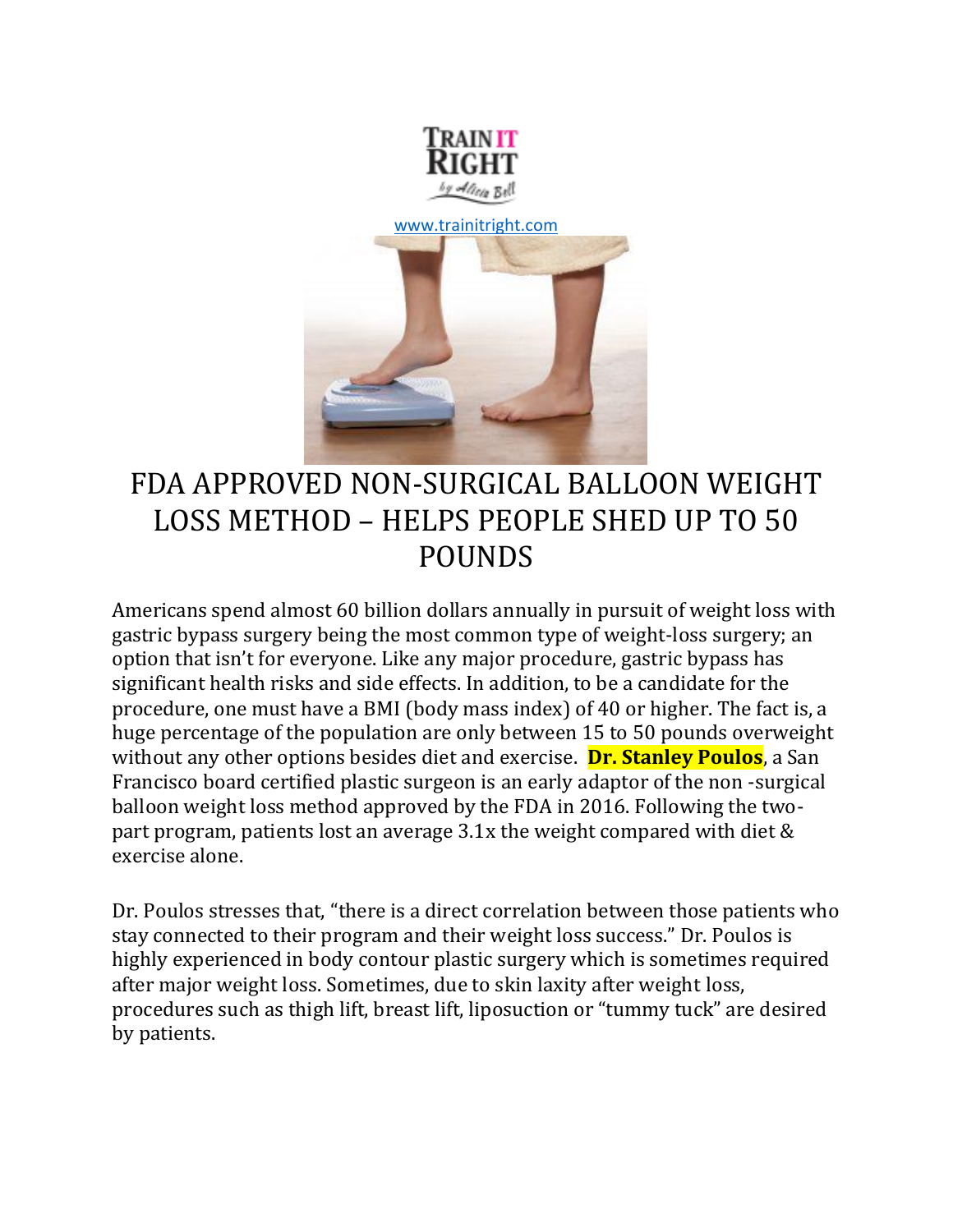TRAIN IT RIGHT
by Alicia Bell

www.trainitright.com

# FDA APPROVED NON-SURGICAL BALLOON WEIGHT LOSS METHOD – HELPS PEOPLE SHED UP TO 50 POUNDS

Americans spend almost 60 billion dollars annually in pursuit of weight loss with gastric bypass surgery being the most common type of weight-loss surgery; an option that isn't for everyone. Like any major procedure, gastric bypass has significant health risks and side effects. In addition, to be a candidate for the procedure, one must have a BMI (body mass index) of 40 or higher. The fact is, a huge percentage of the population are only between 15 to 50 pounds overweight without any other options besides diet and exercise. **Dr. Stanley Poulos**, a San Francisco board certified plastic surgeon is an early adaptor of the non -surgical balloon weight loss method approved by the FDA in 2016. Following the two-part program, patients lost an average 3.1x the weight compared with diet & exercise alone.

Dr. Poulos stresses that, "there is a direct correlation between those patients who stay connected to their program and their weight loss success." Dr. Poulos is highly experienced in body contour plastic surgery which is sometimes required after major weight loss. Sometimes, due to skin laxity after weight loss, procedures such as thigh lift, breast lift, liposuction or "tummy tuck" are desired by patients.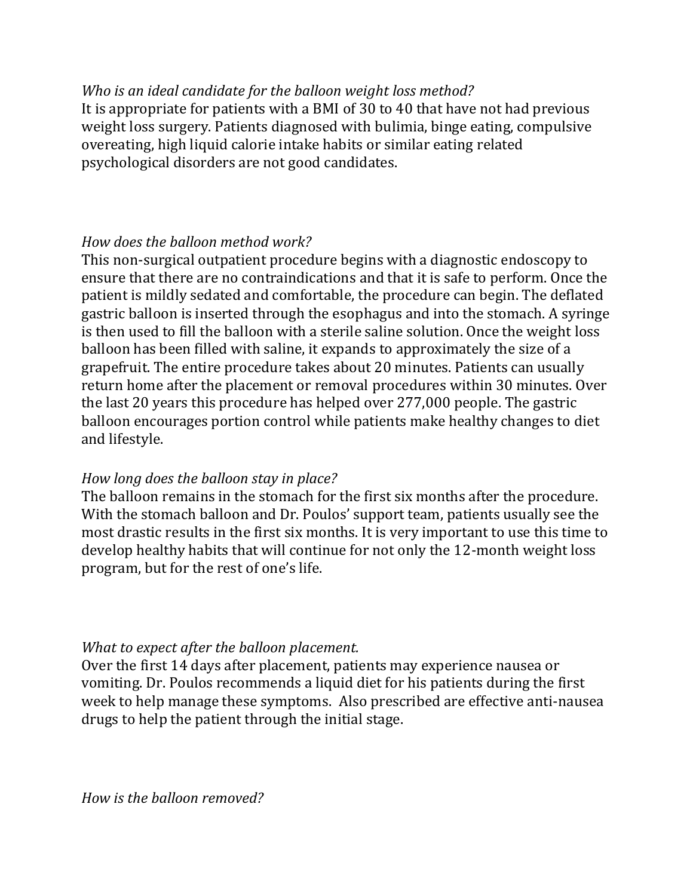*Who is an ideal candidate for the balloon weight loss method?*
It is appropriate for patients with a BMI of 30 to 40 that have not had previous weight loss surgery. Patients diagnosed with bulimia, binge eating, compulsive overeating, high liquid calorie intake habits or similar eating related psychological disorders are not good candidates.

*How does the balloon method work?*
This non-surgical outpatient procedure begins with a diagnostic endoscopy to ensure that there are no contraindications and that it is safe to perform. Once the patient is mildly sedated and comfortable, the procedure can begin. The deflated gastric balloon is inserted through the esophagus and into the stomach. A syringe is then used to fill the balloon with a sterile saline solution. Once the weight loss balloon has been filled with saline, it expands to approximately the size of a grapefruit. The entire procedure takes about 20 minutes. Patients can usually return home after the placement or removal procedures within 30 minutes. Over the last 20 years this procedure has helped over 277,000 people. The gastric balloon encourages portion control while patients make healthy changes to diet and lifestyle.

*How long does the balloon stay in place?*
The balloon remains in the stomach for the first six months after the procedure. With the stomach balloon and Dr. Poulos' support team, patients usually see the most drastic results in the first six months. It is very important to use this time to develop healthy habits that will continue for not only the 12-month weight loss program, but for the rest of one's life.

*What to expect after the balloon placement.*
Over the first 14 days after placement, patients may experience nausea or vomiting. Dr. Poulos recommends a liquid diet for his patients during the first week to help manage these symptoms. Also prescribed are effective anti-nausea drugs to help the patient through the initial stage.

*How is the balloon removed?*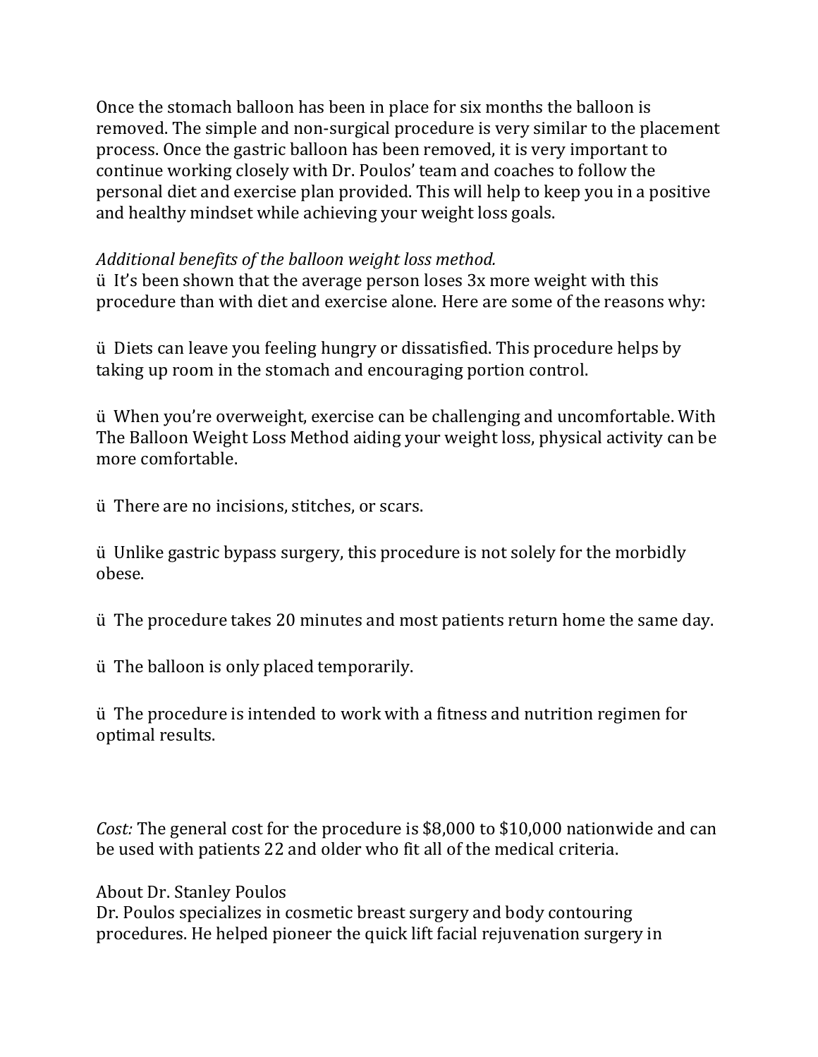Once the stomach balloon has been in place for six months the balloon is removed. The simple and non-surgical procedure is very similar to the placement process. Once the gastric balloon has been removed, it is very important to continue working closely with Dr. Poulos' team and coaches to follow the personal diet and exercise plan provided. This will help to keep you in a positive and healthy mindset while achieving your weight loss goals.

*Additional benefits of the balloon weight loss method.*

ü It's been shown that the average person loses 3x more weight with this procedure than with diet and exercise alone. Here are some of the reasons why:

ü Diets can leave you feeling hungry or dissatisfied. This procedure helps by taking up room in the stomach and encouraging portion control.

ü When you're overweight, exercise can be challenging and uncomfortable. With The Balloon Weight Loss Method aiding your weight loss, physical activity can be more comfortable.

ü There are no incisions, stitches, or scars.

ü Unlike gastric bypass surgery, this procedure is not solely for the morbidly obese.

ü The procedure takes 20 minutes and most patients return home the same day.

ü The balloon is only placed temporarily.

ü The procedure is intended to work with a fitness and nutrition regimen for optimal results.

*Cost:* The general cost for the procedure is $8,000 to $10,000 nationwide and can be used with patients 22 and older who fit all of the medical criteria.

About Dr. Stanley Poulos

Dr. Poulos specializes in cosmetic breast surgery and body contouring procedures. He helped pioneer the quick lift facial rejuvenation surgery in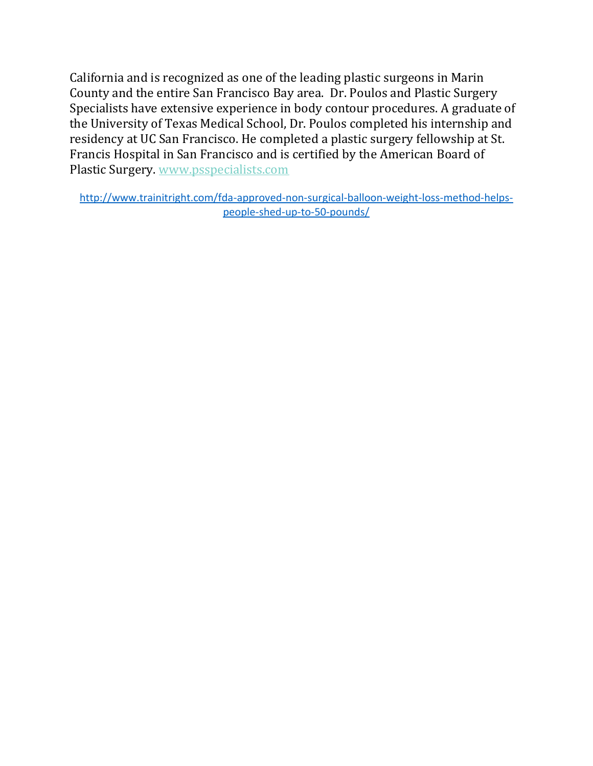California and is recognized as one of the leading plastic surgeons in Marin County and the entire San Francisco Bay area. Dr. Poulos and Plastic Surgery Specialists have extensive experience in body contour procedures. A graduate of the University of Texas Medical School, Dr. Poulos completed his internship and residency at UC San Francisco. He completed a plastic surgery fellowship at St. Francis Hospital in San Francisco and is certified by the American Board of Plastic Surgery. www.psspecialists.com

http://www.trainitright.com/fda-approved-non-surgical-balloon-weight-loss-method-helps-people-shed-up-to-50-pounds/